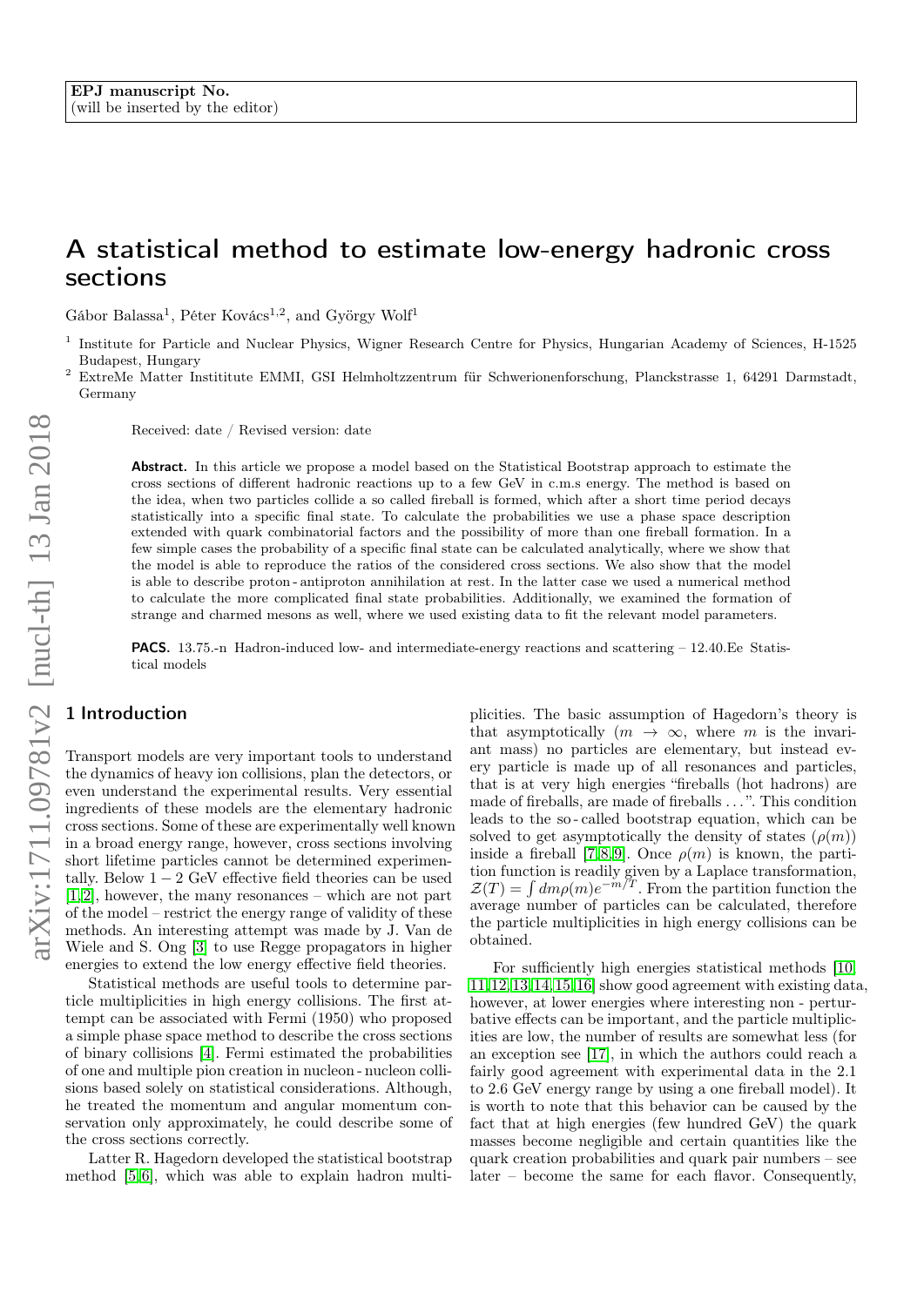EPJ manuscript No.
(will be inserted by the editor)

# A statistical method to estimate low-energy hadronic cross sections

Gábor Balassa[1], Péter Kovács[1,2], and György Wolf[1]

[1] Institute for Particle and Nuclear Physics, Wigner Research Centre for Physics, Hungarian Academy of Sciences, H-1525 Budapest, Hungary

[2] ExtreMe Matter Instititute EMMI, GSI Helmholtzzentrum für Schwerionenforschung, Planckstrasse 1, 64291 Darmstadt, Germany

Received: date / Revised version: date

**Abstract.** In this article we propose a model based on the Statistical Bootstrap approach to estimate the cross sections of different hadronic reactions up to a few GeV in c.m.s energy. The method is based on the idea, when two particles collide a so called fireball is formed, which after a short time period decays statistically into a specific final state. To calculate the probabilities we use a phase space description extended with quark combinatorial factors and the possibility of more than one fireball formation. In a few simple cases the probability of a specific final state can be calculated analytically, where we show that the model is able to reproduce the ratios of the considered cross sections. We also show that the model is able to describe proton - antiproton annihilation at rest. In the latter case we used a numerical method to calculate the more complicated final state probabilities. Additionally, we examined the formation of strange and charmed mesons as well, where we used existing data to fit the relevant model parameters.

**PACS.** 13.75.-n Hadron-induced low- and intermediate-energy reactions and scattering – 12.40.Ee Statistical models

## 1 Introduction

Transport models are very important tools to understand the dynamics of heavy ion collisions, plan the detectors, or even understand the experimental results. Very essential ingredients of these models are the elementary hadronic cross sections. Some of these are experimentally well known in a broad energy range, however, cross sections involving short lifetime particles cannot be determined experimentally. Below $1-2$ GeV effective field theories can be used [1,2], however, the many resonances – which are not part of the model – restrict the energy range of validity of these methods. An interesting attempt was made by J. Van de Wiele and S. Ong [3] to use Regge propagators in higher energies to extend the low energy effective field theories.

Statistical methods are useful tools to determine particle multiplicities in high energy collisions. The first attempt can be associated with Fermi (1950) who proposed a simple phase space method to describe the cross sections of binary collisions [4]. Fermi estimated the probabilities of one and multiple pion creation in nucleon - nucleon collisions based solely on statistical considerations. Although, he treated the momentum and angular momentum conservation only approximately, he could describe some of the cross sections correctly.

Latter R. Hagedorn developed the statistical bootstrap method [5,6], which was able to explain hadron multiplicities. The basic assumption of Hagedorn's theory is that asymptotically ($m \rightarrow \infty$, where $m$ is the invariant mass) no particles are elementary, but instead every particle is made up of all resonances and particles, that is at very high energies "fireballs (hot hadrons) are made of fireballs, are made of fireballs ...". This condition leads to the so - called bootstrap equation, which can be solved to get asymptotically the density of states ($\rho(m)$) inside a fireball [7,8,9]. Once $\rho(m)$ is known, the partition function is readily given by a Laplace transformation, $\mathcal{Z}(T) = \int dm \rho(m) e^{-m/T}$. From the partition function the average number of particles can be calculated, therefore the particle multiplicities in high energy collisions can be obtained.

For sufficiently high energies statistical methods [10,11,12,13,14,15,16] show good agreement with existing data, however, at lower energies where interesting non - perturbative effects can be important, and the particle multiplicities are low, the number of results are somewhat less (for an exception see [17], in which the authors could reach a fairly good agreement with experimental data in the 2.1 to 2.6 GeV energy range by using a one fireball model). It is worth to note that this behavior can be caused by the fact that at high energies (few hundred GeV) the quark masses become negligible and certain quantities like the quark creation probabilities and quark pair numbers – see later – become the same for each flavor. Consequently,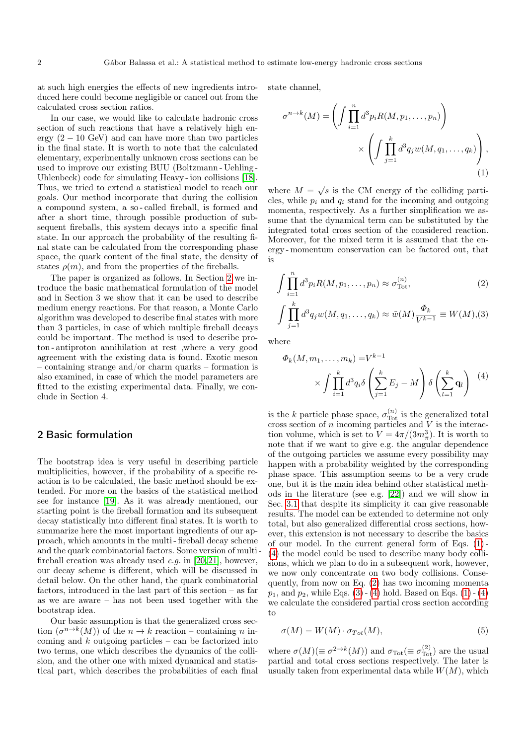at such high energies the effects of new ingredients introduced here could become negligible or cancel out from the calculated cross section ratios.

In our case, we would like to calculate hadronic cross section of such reactions that have a relatively high energy ($2-10$ GeV) and can have more than two particles in the final state. It is worth to note that the calculated elementary, experimentally unknown cross sections can be used to improve our existing BUU (Boltzmann - Uehling - Uhlenbeck) code for simulating Heavy - ion collisions [18]. Thus, we tried to extend a statistical model to reach our goals. Our method incorporate that during the collision a compound system, a so - called fireball, is formed and after a short time, through possible production of subsequent fireballs, this system decays into a specific final state. In our approach the probability of the resulting final state can be calculated from the corresponding phase space, the quark content of the final state, the density of states $\rho(m)$, and from the properties of the fireballs.

The paper is organized as follows. In Section 2 we introduce the basic mathematical formulation of the model and in Section 3 we show that it can be used to describe medium energy reactions. For that reason, a Monte Carlo algorithm was developed to describe final states with more than 3 particles, in case of which multiple fireball decays could be important. The method is used to describe proton - antiproton annihilation at rest ,where a very good agreement with the existing data is found. Exotic meson – containing strange and/or charm quarks – formation is also examined, in case of which the model parameters are fitted to the existing experimental data. Finally, we conclude in Section 4.

## 2 Basic formulation

The bootstrap idea is very useful in describing particle multiplicities, however, if the probability of a specific reaction is to be calculated, the basic method should be extended. For more on the basics of the statistical method see for instance [19]. As it was already mentioned, our starting point is the fireball formation and its subsequent decay statistically into different final states. It is worth to summarize here the most important ingredients of our approach, which amounts in the multi - fireball decay scheme and the quark combinatorial factors. Some version of multi-fireball creation was already used *e.g.* in [20,21], however, our decay scheme is different, which will be discussed in detail below. On the other hand, the quark combinatorial factors, introduced in the last part of this section – as far as we are aware – has not been used together with the bootstrap idea.

Our basic assumption is that the generalized cross section ($\sigma^{n\to k}(M)$) of the $n \to k$ reaction – containing $n$ incoming and $k$ outgoing particles – can be factorized into two terms, one which describes the dynamics of the collision, and the other one with mixed dynamical and statistical part, which describes the probabilities of each final state channel,

$$\sigma^{n\to k}(M) = \left( \int \prod_{i=1}^{n} d^3p_i R(M, p_1, \ldots, p_n) \right) \times \left( \int \prod_{j=1}^{k} d^3q_j w(M, q_1, \ldots, q_k) \right), \tag{1}$$

where $M = \sqrt{s}$ is the CM energy of the colliding particles, while $p_i$ and $q_i$ stand for the incoming and outgoing momenta, respectively. As a further simplification we assume that the dynamical term can be substituted by the integrated total cross section of the considered reaction. Moreover, for the mixed term it is assumed that the energy - momentum conservation can be factored out, that is

$$\int \prod_{i=1}^{n} d^3p_i R(M, p_1, \ldots, p_n) \approx \sigma_{\text{Tot}}^{(n)}, \tag{2}$$

$$\int \prod_{j=1}^{k} d^3q_j w(M, q_1, \ldots, q_k) \approx \tilde{w}(M) \frac{\Phi_k}{V^{k-1}} \equiv W(M), \tag{3}$$

where

$$\Phi_k(M, m_1, \ldots, m_k) = V^{k-1} \times \int \prod_{i=1}^{k} d^3q_i \delta\left( \sum_{j=1}^{k} E_j - M \right) \delta\left( \sum_{l=1}^{k} \mathbf{q}_l \right) \tag{4}$$

is the $k$ particle phase space, $\sigma_{\text{Tot}}^{(n)}$ is the generalized total cross section of $n$ incoming particles and $V$ is the interaction volume, which is set to $V = 4\pi/(3m_\pi^3)$. It is worth to note that if we want to give e.g. the angular dependence of the outgoing particles we assume every possibility may happen with a probability weighted by the corresponding phase space. This assumption seems to be a very crude one, but it is the main idea behind other statistical methods in the literature (see e.g. [22]) and we will show in Sec. 3.1 that despite its simplicity it can give reasonable results. The model can be extended to determine not only total, but also generalized differential cross sections, however, this extension is not necessary to describe the basics of our model. In the current general form of Eqs. (1) - (4) the model could be used to describe many body collisions, which we plan to do in a subsequent work, however, we now only concentrate on two body collisions. Consequently, from now on Eq. (2) has two incoming momenta $p_1$, and $p_2$, while Eqs. (3) - (4) hold. Based on Eqs. (1) - (4) we calculate the considered partial cross section according to

$$\sigma(M) = W(M) \cdot \sigma_{Tot}(M), \tag{5}$$

where $\sigma(M) (\equiv \sigma^{2\to k}(M))$ and $\sigma_{\text{Tot}} (\equiv \sigma_{\text{Tot}}^{(2)})$ are the usual partial and total cross sections respectively. The later is usually taken from experimental data while $W(M)$, which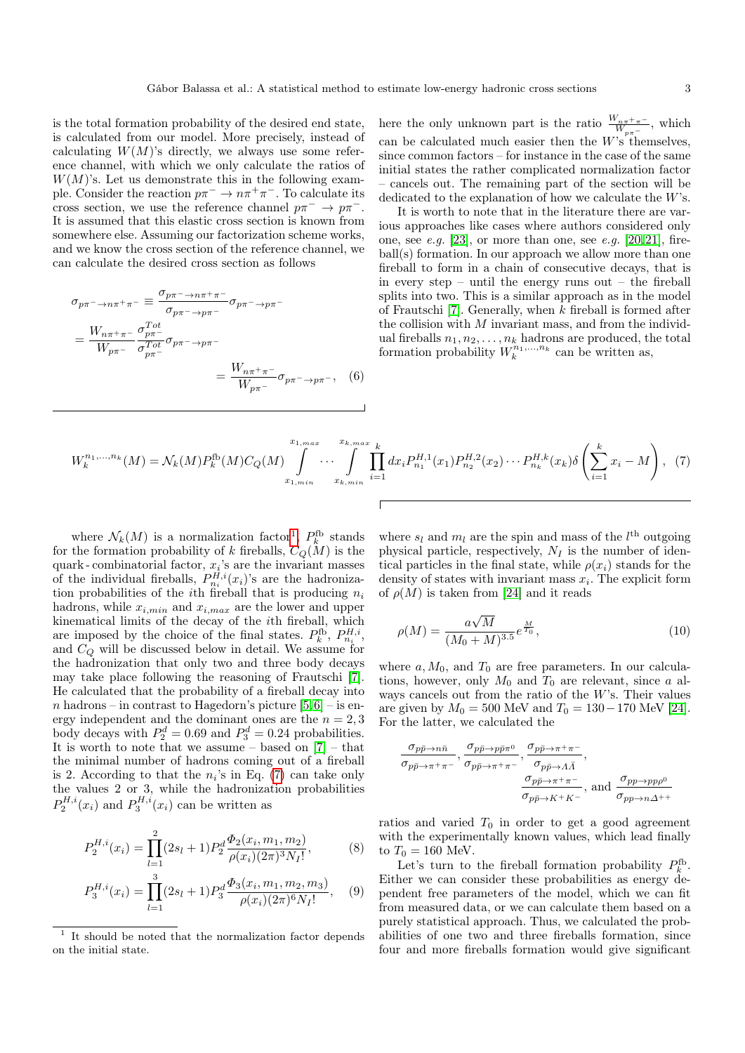is the total formation probability of the desired end state, is calculated from our model. More precisely, instead of calculating $W(M)$'s directly, we always use some reference channel, with which we only calculate the ratios of $W(M)$'s. Let us demonstrate this in the following example. Consider the reaction $p\pi^- \to n\pi^+\pi^-$. To calculate its cross section, we use the reference channel $p\pi^- \to p\pi^-$. It is assumed that this elastic cross section is known from somewhere else. Assuming our factorization scheme works, and we know the cross section of the reference channel, we can calculate the desired cross section as follows

$$
\begin{aligned}
\sigma_{p\pi^- \to n\pi^+\pi^-} &\equiv \frac{\sigma_{p\pi^- \to n\pi^+\pi^-}}{\sigma_{p\pi^- \to p\pi^-}} \sigma_{p\pi^- \to p\pi^-} \\
&= \frac{W_{n\pi^+\pi^-}}{W_{p\pi^-}} \frac{\sigma^{Tot}_{p\pi^-}}{\sigma^{Tot}_{p\pi^-}} \sigma_{p\pi^- \to p\pi^-} \\
&= \frac{W_{n\pi^+\pi^-}}{W_{p\pi^-}} \sigma_{p\pi^- \to p\pi^-}, \quad (6)
\end{aligned}
$$

here the only unknown part is the ratio $\frac{W_{n\pi^+\pi^-}}{W_{p\pi^-}}$, which can be calculated much easier then the $W$'s themselves, since common factors – for instance in the case of the same initial states the rather complicated normalization factor – cancels out. The remaining part of the section will be dedicated to the explanation of how we calculate the $W$'s.

It is worth to note that in the literature there are various approaches like cases where authors considered only one, see *e.g.* [23], or more than one, see *e.g.* [20,21], fireball(s) formation. In our approach we allow more than one fireball to form in a chain of consecutive decays, that is in every step – until the energy runs out – the fireball splits into two. This is a similar approach as in the model of Frautschi [7]. Generally, when $k$ fireball is formed after the collision with $M$ invariant mass, and from the individual fireballs $n_1, n_2, \ldots, n_k$ hadrons are produced, the total formation probability $W_k^{n_1,\ldots,n_k}$ can be written as,

$$
W_k^{n_1,\ldots,n_k}(M) = \mathcal{N}_k(M) P_k^{\text{fb}}(M) C_Q(M) \int\limits_{x_{1,min}}^{x_{1,max}} \cdots \int\limits_{x_{k,min}}^{x_{k,max}} \prod_{i=1}^{k} dx_i P_{n_1}^{H,1}(x_1) P_{n_2}^{H,2}(x_2) \cdots P_{n_k}^{H,k}(x_k) \delta\left(\sum_{i=1}^{k} x_i - M\right), \quad (7)
$$

where $\mathcal{N}_k(M)$ is a normalization factor[1], $P_k^{\text{fb}}$ stands for the formation probability of $k$ fireballs, $C_Q(M)$ is the quark-combinatorial factor, $x_i$'s are the invariant masses of the individual fireballs, $P_{n_i}^{H,i}(x_i)$'s are the hadronization probabilities of the $i$th fireball that is producing $n_i$ hadrons, while $x_{i,min}$ and $x_{i,max}$ are the lower and upper kinematical limits of the decay of the $i$th fireball, which are imposed by the choice of the final states. $P_k^{\text{fb}}$, $P_{n_i}^{H,i}$, and $C_Q$ will be discussed below in detail. We assume for the hadronization that only two and three body decays may take place following the reasoning of Frautschi [7]. He calculated that the probability of a fireball decay into $n$ hadrons – in contrast to Hagedorn's picture [5,6] – is energy independent and the dominant ones are the $n = 2, 3$ body decays with $P_2^d = 0.69$ and $P_3^d = 0.24$ probabilities. It is worth to note that we assume – based on [7] – that the minimal number of hadrons coming out of a fireball is 2. According to that the $n_i$'s in Eq. (7) can take only the values 2 or 3, while the hadronization probabilities $P_2^{H,i}(x_i)$ and $P_3^{H,i}(x_i)$ can be written as

$$
P_2^{H,i}(x_i) = \prod_{l=1}^{2} (2s_l + 1) P_2^d \frac{\Phi_2(x_i, m_1, m_2)}{\rho(x_i)(2\pi)^3 N_I!}, \quad (8)
$$

$$
P_3^{H,i}(x_i) = \prod_{l=1}^{3} (2s_l + 1) P_3^d \frac{\Phi_3(x_i, m_1, m_2, m_3)}{\rho(x_i)(2\pi)^6 N_I!}, \quad (9)
$$

where $s_l$ and $m_l$ are the spin and mass of the $l^{\text{th}}$ outgoing physical particle, respectively, $N_I$ is the number of identical particles in the final state, while $\rho(x_i)$ stands for the density of states with invariant mass $x_i$. The explicit form of $\rho(M)$ is taken from [24] and it reads

$$
\rho(M) = \frac{a\sqrt{M}}{(M_0 + M)^{3.5}} e^{\frac{M}{T_0}}, \quad (10)
$$

where $a, M_0$, and $T_0$ are free parameters. In our calculations, however, only $M_0$ and $T_0$ are relevant, since $a$ always cancels out from the ratio of the $W$'s. Their values are given by $M_0 = 500$ MeV and $T_0 = 130 - 170$ MeV [24]. For the latter, we calculated the

$$
\frac{\sigma_{p\bar{p} \to n\bar{n}}}{\sigma_{p\bar{p} \to \pi^+\pi^-}}, \frac{\sigma_{p\bar{p} \to p\bar{p}\pi^0}}{\sigma_{p\bar{p} \to \pi^+\pi^-}}, \frac{\sigma_{p\bar{p} \to \pi^+\pi^-}}{\sigma_{p\bar{p} \to \Lambda\bar{\Lambda}}}, \frac{\sigma_{p\bar{p} \to \pi^+\pi^-}}{\sigma_{p\bar{p} \to K^+K^-}}, \text{ and } \frac{\sigma_{pp \to pp\rho^0}}{\sigma_{pp \to n\Delta^{++}}}
$$

ratios and varied $T_0$ in order to get a good agreement with the experimentally known values, which lead finally to $T_0 = 160$ MeV.

Let's turn to the fireball formation probability $P_k^{\text{fb}}$. Either we can consider these probabilities as energy dependent free parameters of the model, which we can fit from measured data, or we can calculate them based on a purely statistical approach. Thus, we calculated the probabilities of one two and three fireballs formation, since four and more fireballs formation would give significant

[1] It should be noted that the normalization factor depends on the initial state.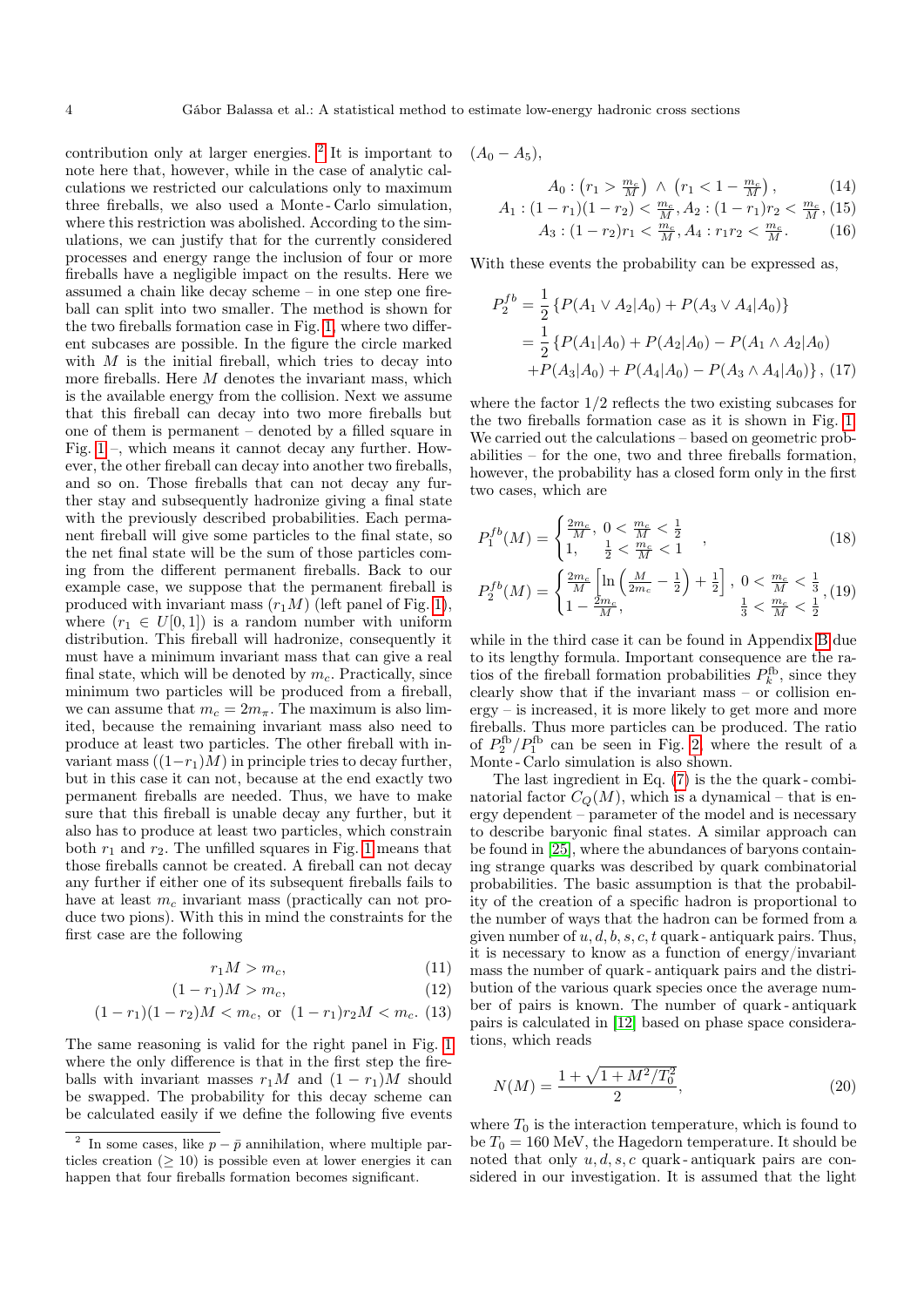contribution only at larger energies. [2] It is important to note here that, however, while in the case of analytic calculations we restricted our calculations only to maximum three fireballs, we also used a Monte - Carlo simulation, where this restriction was abolished. According to the simulations, we can justify that for the currently considered processes and energy range the inclusion of four or more fireballs have a negligible impact on the results. Here we assumed a chain like decay scheme – in one step one fireball can split into two smaller. The method is shown for the two fireballs formation case as it is shown in Fig. 1, where two different subcases are possible. In the figure the circle marked with $M$ is the initial fireball, which tries to decay into more fireballs. Here $M$ denotes the invariant mass, which is the available energy from the collision. Next we assume that this fireball can decay into two more fireballs but one of them is permanent – denoted by a filled square in Fig. 1 –, which means it cannot decay any further. However, the other fireball can decay into another two fireballs, and so on. Those fireballs that can not decay any further stay and subsequently hadronize giving a final state with the previously described probabilities. Each permanent fireball will give some particles to the final state, so the net final state will be the sum of those particles coming from the different permanent fireballs. Back to our example case, we suppose that the permanent fireball is produced with invariant mass $(r_1 M)$ (left panel of Fig. 1), where $(r_1 \in U[0,1])$ is a random number with uniform distribution. This fireball will hadronize, consequently it must have a minimum invariant mass that can give a real final state, which will be denoted by $m_c$. Practically, since minimum two particles will be produced from a fireball, we can assume that $m_c = 2m_\pi$. The maximum is also limited, because the remaining invariant mass also need to produce at least two particles. The other fireball with invariant mass $((1-r_1)M)$ in principle tries to decay further, but in this case it can not, because at the end exactly two permanent fireballs are needed. Thus, we have to make sure that this fireball is unable decay any further, but it also has to produce at least two particles, which constrain both $r_1$ and $r_2$. The unfilled squares in Fig. 1 means that those fireballs cannot be created. A fireball can not decay any further if either one of its subsequent fireballs fails to have at least $m_c$ invariant mass (practically can not produce two pions). With this in mind the constraints for the first case are the following

$$r_1 M > m_c, \tag{11}$$

$$(1-r_1)M > m_c, \tag{12}$$

$$(1-r_1)(1-r_2)M < m_c, \text{ or } (1-r_1)r_2 M < m_c. \tag{13}$$

The same reasoning is valid for the right panel in Fig. 1 where the only difference is that in the first step the fireballs with invariant masses $r_1 M$ and $(1-r_1)M$ should be swapped. The probability for this decay scheme can be calculated easily if we define the following five events $(A_0 - A_5)$,

$$A_0 : \left(r_1 > \tfrac{m_c}{M}\right) \wedge \left(r_1 < 1 - \tfrac{m_c}{M}\right), \tag{14}$$

$$A_1 : (1-r_1)(1-r_2) < \tfrac{m_c}{M}, A_2 : (1-r_1)r_2 < \tfrac{m_c}{M}, \tag{15}$$

$$A_3 : (1-r_2)r_1 < \tfrac{m_c}{M}, A_4 : r_1 r_2 < \tfrac{m_c}{M}. \tag{16}$$

With these events the probability can be expressed as,

$$\begin{aligned} P_2^{fb} &= \frac{1}{2}\left\{P(A_1 \vee A_2 | A_0) + P(A_3 \vee A_4 | A_0)\right\} \\ &= \frac{1}{2}\left\{P(A_1|A_0) + P(A_2|A_0) - P(A_1 \wedge A_2 | A_0)\right. \\ &\quad \left. + P(A_3|A_0) + P(A_4|A_0) - P(A_3 \wedge A_4|A_0)\right\}, \end{aligned} \tag{17}$$

where the factor 1/2 reflects the two existing subcases for the two fireballs formation case as it is shown in Fig. 1. We carried out the calculations – based on geometric probabilities – for the one, two and three fireballs formation, however, the probability has a closed form only in the first two cases, which are

$$P_1^{fb}(M) = \begin{cases} \frac{2m_c}{M}, & 0 < \frac{m_c}{M} < \frac{1}{2} \\ 1, & \frac{1}{2} < \frac{m_c}{M} < 1 \end{cases}, \tag{18}$$

$$P_2^{fb}(M) = \begin{cases} \frac{2m_c}{M}\left[\ln\left(\frac{M}{2m_c} - \frac{1}{2}\right) + \frac{1}{2}\right], & 0 < \frac{m_c}{M} < \frac{1}{3} \\ 1 - \frac{2m_c}{M}, & \frac{1}{3} < \frac{m_c}{M} < \frac{1}{2} \end{cases}, \tag{19}$$

while in the third case it can be found in Appendix B due to its lengthy formula. Important consequence are the ratios of the fireball formation probabilities $P_k^{\text{fb}}$, since they clearly show that if the invariant mass – or collision energy – is increased, it is more likely to get more and more fireballs. Thus more particles can be produced. The ratio of $P_2^{\text{fb}}/P_1^{\text{fb}}$ can be seen in Fig. 2, where the result of a Monte - Carlo simulation is also shown.

The last ingredient in Eq. (7) is the the quark - combinatorial factor $C_Q(M)$, which is a dynamical – that is energy dependent – parameter of the model and is necessary to describe baryonic final states. A similar approach can be found in [25], where the abundances of baryons containing strange quarks was described by quark combinatorial probabilities. The basic assumption is that the probability of the creation of a specific hadron is proportional to the number of ways that the hadron can be formed from a given number of $u, d, b, s, c, t$ quark - antiquark pairs. Thus, it is necessary to know as a function of energy/invariant mass the number of quark - antiquark pairs and the distribution of the various quark species once the average number of pairs is known. The number of quark - antiquark pairs is calculated in [12] based on phase space considerations, which reads

$$N(M) = \frac{1 + \sqrt{1 + M^2/T_0^2}}{2}, \tag{20}$$

where $T_0$ is the interaction temperature, which is found to be $T_0 = 160$ MeV, the Hagedorn temperature. It should be noted that only $u, d, s, c$ quark - antiquark pairs are considered in our investigation. It is assumed that the light

[2] In some cases, like $p-\bar{p}$ annihilation, where multiple particles creation ($\geq 10$) is possible even at lower energies it can happen that four fireballs formation becomes significant.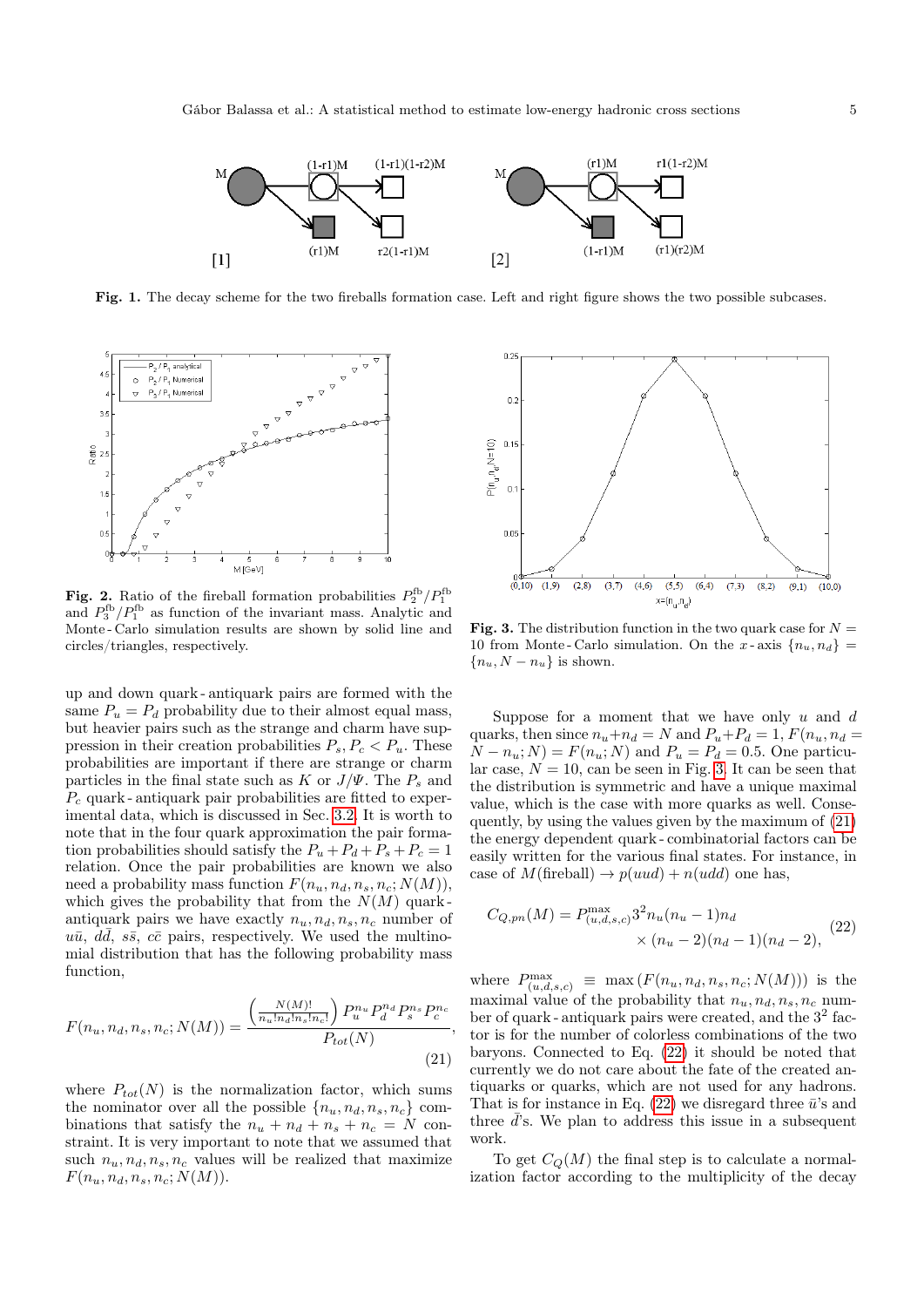**Fig. 1.** The decay scheme for the two fireballs formation case. Left and right figure shows the two possible subcases.

**Fig. 2.** Ratio of the fireball formation probabilities $P_2^{\rm fb}/P_1^{\rm fb}$ and $P_3^{\rm fb}/P_1^{\rm fb}$ as function of the invariant mass. Analytic and Monte-Carlo simulation results are shown by solid line and circles/triangles, respectively.

**Fig. 3.** The distribution function in the two quark case for $N = 10$ from Monte-Carlo simulation. On the $x$-axis $\{n_u, n_d\} = \{n_u, N - n_u\}$ is shown.

up and down quark-antiquark pairs are formed with the same $P_u = P_d$ probability due to their almost equal mass, but heavier pairs such as the strange and charm have suppression in their creation probabilities $P_s, P_c < P_u$. These probabilities are important if there are strange or charm particles in the final state such as $K$ or $J/\Psi$. The $P_s$ and $P_c$ quark-antiquark pair probabilities are fitted to experimental data, which is discussed in Sec. 3.2. It is worth to note that in the four quark approximation the pair formation probabilities should satisfy the $P_u + P_d + P_s + P_c = 1$ relation. Once the pair probabilities are known we also need a probability mass function $F(n_u, n_d, n_s, n_c; N(M))$, which gives the probability that from the $N(M)$ quark-antiquark pairs we have exactly $n_u, n_d, n_s, n_c$ number of $u\bar{u}$, $d\bar{d}$, $s\bar{s}$, $c\bar{c}$ pairs, respectively. We used the multinomial distribution that has the following probability mass function,

$$F(n_u, n_d, n_s, n_c; N(M)) = \frac{\left(\frac{N(M)!}{n_u! n_d! n_s! n_c!}\right) P_u^{n_u} P_d^{n_d} P_s^{n_s} P_c^{n_c}}{P_{tot}(N)}, \tag{21}$$

where $P_{tot}(N)$ is the normalization factor, which sums the nominator over all the possible $\{n_u, n_d, n_s, n_c\}$ combinations that satisfy the $n_u + n_d + n_s + n_c = N$ constraint. It is very important to note that we assumed that such $n_u, n_d, n_s, n_c$ values will be realized that maximize $F(n_u, n_d, n_s, n_c; N(M))$.

Suppose for a moment that we have only $u$ and $d$ quarks, then since $n_u + n_d = N$ and $P_u + P_d = 1$, $F(n_u, n_d = N - n_u; N) = F(n_u; N)$ and $P_u = P_d = 0.5$. One particular case, $N = 10$, can be seen in Fig. 3. It can be seen that the distribution is symmetric and have a unique maximal value, which is the case with more quarks as well. Consequently, by using the values given by the maximum of (21) the energy dependent quark-combinatorial factors can be easily written for the various final states. For instance, in case of $M(\text{fireball}) \to p(uud) + n(udd)$ one has,

$$C_{Q,pn}(M) = P_{(u,d,s,c)}^{\max} 3^2 n_u (n_u - 1) n_d \times (n_u - 2)(n_d - 1)(n_d - 2), \tag{22}$$

where $P_{(u,d,s,c)}^{\max} \equiv \max\left(F(n_u, n_d, n_s, n_c; N(M))\right)$ is the maximal value of the probability that $n_u, n_d, n_s, n_c$ number of quark-antiquark pairs were created, and the $3^2$ factor is for the number of colorless combinations of the two baryons. Connected to Eq. (22) it should be noted that currently we do not care about the fate of the created antiquarks or quarks, which are not used for any hadrons. That is for instance in Eq. (22) we disregard three $\bar{u}$'s and three $\bar{d}$'s. We plan to address this issue in a subsequent work.

To get $C_Q(M)$ the final step is to calculate a normalization factor according to the multiplicity of the decay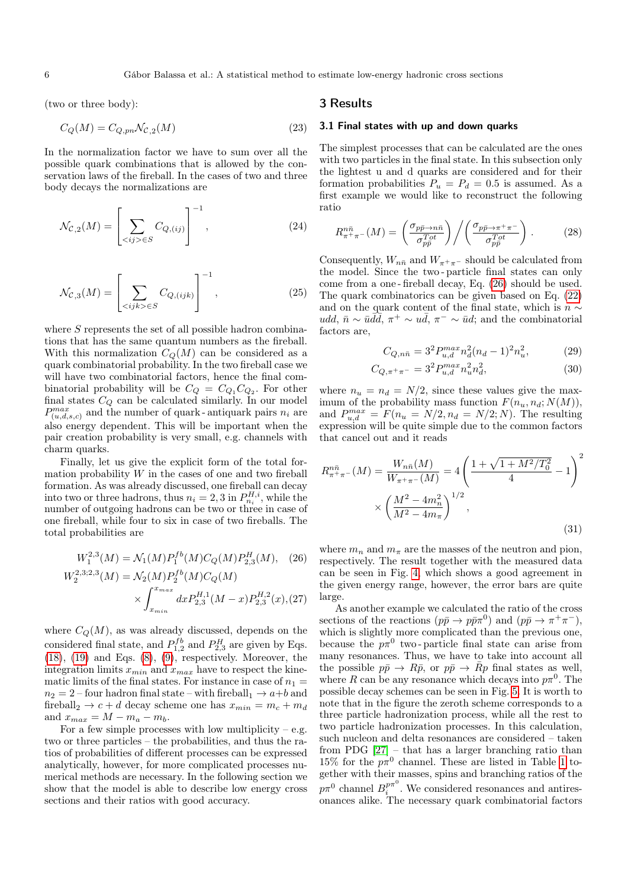(two or three body):

$$C_Q(M) = C_{Q,pn}\mathcal{N}_{\mathcal{C},2}(M) \tag{23}$$

In the normalization factor we have to sum over all the possible quark combinations that is allowed by the conservation laws of the fireball. In the cases of two and three body decays the normalizations are

$$\mathcal{N}_{\mathcal{C},2}(M) = \left[\sum_{<ij>\in S} C_{Q,(ij)}\right]^{-1}, \tag{24}$$

$$\mathcal{N}_{\mathcal{C},3}(M) = \left[\sum_{<ijk>\in S} C_{Q,(ijk)}\right]^{-1}, \tag{25}$$

where $S$ represents the set of all possible hadron combinations that has the same quantum numbers as the fireball. With this normalization $C_Q(M)$ can be considered as a quark combinatorial probability. In the two fireball case we will have two combinatorial factors, hence the final combinatorial probability will be $C_Q = C_{Q_1}C_{Q_2}$. For other final states $C_Q$ can be calculated similarly. In our model $P^{max}_{(u,d,s,c)}$ and the number of quark - antiquark pairs $n_i$ are also energy dependent. This will be important when the pair creation probability is very small, e.g. channels with charm quarks.

Finally, let us give the explicit form of the total formation probability $W$ in the cases of one and two fireball formation. As was already discussed, one fireball can decay into two or three hadrons, thus $n_i = 2, 3$ in $P^{H,i}_{n_i}$, while the number of outgoing hadrons can be two or three in case of one fireball, while four to six in case of two fireballs. The total probabilities are

$$W_1^{2,3}(M) = \mathcal{N}_1(M)P_1^{fb}(M)C_Q(M)P^H_{2,3}(M), \tag{26}$$

$$W_2^{2,3;2,3}(M) = \mathcal{N}_2(M)P_2^{fb}(M)C_Q(M) \times \int_{x_{min}}^{x_{max}} dx P^{H,1}_{2,3}(M-x)P^{H,2}_{2,3}(x), \tag{27}$$

where $C_Q(M)$, as was already discussed, depends on the considered final state, and $P^{fb}_{1,2}$ and $P^H_{2,3}$ are given by Eqs. (18), (19) and Eqs. (8), (9), respectively. Moreover, the integration limits $x_{min}$ and $x_{max}$ have to respect the kinematic limits of the final states. For instance in case of $n_1 = n_2 = 2$ – four hadron final state – with fireball$_1 \to a+b$ and fireball$_2 \to c + d$ decay scheme one has $x_{min} = m_c + m_d$ and $x_{max} = M - m_a - m_b$.

For a few simple processes with low multiplicity – e.g. two or three particles – the probabilities, and thus the ratios of probabilities of different processes can be expressed analytically, however, for more complicated processes numerical methods are necessary. In the following section we show that the model is able to describe low energy cross sections and their ratios with good accuracy.

## 3 Results

### 3.1 Final states with up and down quarks

The simplest processes that can be calculated are the ones with two particles in the final state. In this subsection only the lightest u and d quarks are considered and for their formation probabilities $P_u = P_d = 0.5$ is assumed. As a first example we would like to reconstruct the following ratio

$$R^{n\bar{n}}_{\pi^+\pi^-}(M) = \left(\frac{\sigma_{p\bar{p}\to n\bar{n}}}{\sigma^{Tot}_{p\bar{p}}}\right) \Big/ \left(\frac{\sigma_{p\bar{p}\to\pi^+\pi^-}}{\sigma^{Tot}_{p\bar{p}}}\right). \tag{28}$$

Consequently, $W_{n\bar{n}}$ and $W_{\pi^+\pi^-}$ should be calculated from the model. Since the two - particle final states can only come from a one - fireball decay, Eq. (26) should be used. The quark combinatorics can be given based on Eq. (22) and on the quark content of the final state, which is $n \sim udd$, $\bar{n} \sim \bar{u}\bar{d}\bar{d}$, $\pi^+ \sim u\bar{d}$, $\pi^- \sim \bar{u}d$; and the combinatorial factors are,

$$C_{Q,n\bar{n}} = 3^2 P^{max}_{u,d} n_d^2(n_d-1)^2 n_u^2, \tag{29}$$

$$C_{Q,\pi^+\pi^-} = 3^2 P^{max}_{u,d} n_u^2 n_d^2, \tag{30}$$

where $n_u = n_d = N/2$, since these values give the maximum of the probability mass function $F(n_u, n_d; N(M))$, and $P^{max}_{u,d} = F(n_u = N/2, n_d = N/2; N)$. The resulting expression will be quite simple due to the common factors that cancel out and it reads

$$R^{n\bar{n}}_{\pi^+\pi^-}(M) = \frac{W_{n\bar{n}}(M)}{W_{\pi^+\pi^-}(M)} = 4\left(\frac{1+\sqrt{1+M^2/T_0^2}}{4} - 1\right)^2 \times \left(\frac{M^2 - 4m_n^2}{M^2 - 4m_\pi}\right)^{1/2}, \tag{31}$$

where $m_n$ and $m_\pi$ are the masses of the neutron and pion, respectively. The result together with the measured data can be seen in Fig. 4, which shows a good agreement in the given energy range, however, the error bars are quite large.

As another example we calculated the ratio of the cross sections of the reactions ($p\bar{p} \to p\bar{p}\pi^0$) and ($p\bar{p} \to \pi^+\pi^-$), which is slightly more complicated than the previous one, because the $p\pi^0$ two - particle final state can arise from many resonances. Thus, we have to take into account all the possible $p\bar{p} \to R\bar{p}$, or $p\bar{p} \to \bar{R}p$ final states as well, where $R$ can be any resonance which decays into $p\pi^0$. The possible decay schemes can be seen in Fig. 5. It is worth to note that in the figure the zeroth scheme corresponds to a three particle hadronization process, while all the rest to two particle hadronization processes. In this calculation, such nucleon and delta resonances are considered – taken from PDG [27] – that has a larger branching ratio than 15% for the $p\pi^0$ channel. These are listed in Table 1 together with their masses, spins and branching ratios of the $p\pi^0$ channel $B^{p\pi^0}_i$. We considered resonances and antiresonances alike. The necessary quark combinatorial factors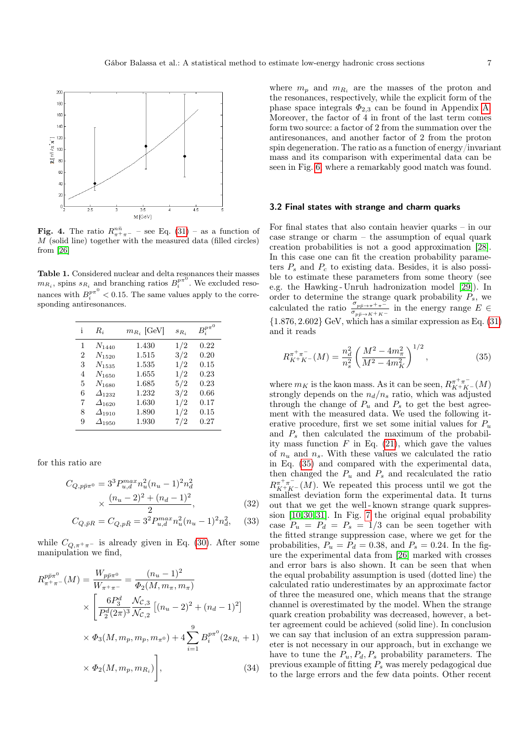**Fig. 4.** The ratio $R^{n\bar{n}}_{\pi^+\pi^-}$ – see Eq. (31) – as a function of $M$ (solid line) together with the measured data (filled circles) from [26]

**Table 1.** Considered nuclear and delta resonances their masses $m_{R_i}$, spins $s_{R_i}$ and branching ratios $B_i^{p\pi^0}$. We excluded resonances with $B_i^{p\pi^0} < 0.15$. The same values apply to the corresponding antiresonances.

| i | $R_i$ | $m_{R_i}$ [GeV] | $s_{R_i}$ | $B_i^{p\pi^0}$ |
|---|---|---|---|---|
| 1 | $N_{1440}$ | 1.430 | 1/2 | 0.22 |
| 2 | $N_{1520}$ | 1.515 | 3/2 | 0.20 |
| 3 | $N_{1535}$ | 1.535 | 1/2 | 0.15 |
| 4 | $N_{1650}$ | 1.655 | 1/2 | 0.23 |
| 5 | $N_{1680}$ | 1.685 | 5/2 | 0.23 |
| 6 | $\Delta_{1232}$ | 1.232 | 3/2 | 0.66 |
| 7 | $\Delta_{1620}$ | 1.630 | 1/2 | 0.17 |
| 8 | $\Delta_{1910}$ | 1.890 | 1/2 | 0.15 |
| 9 | $\Delta_{1950}$ | 1.930 | 7/2 | 0.27 |

for this ratio are

$$C_{Q,p\bar{p}\pi^0} = 3^3 P_{u,d}^{max} n_u^2 (n_u-1)^2 n_d^2 \times \frac{(n_u-2)^2 + (n_d-1)^2}{2}, \tag{32}$$

$$C_{Q,\bar{p}R} = C_{Q,p\bar{R}} = 3^2 P_{u,d}^{max} n_u^2 (n_u-1)^2 n_d^2, \tag{33}$$

while $C_{Q,\pi^+\pi^-}$ is already given in Eq. (30). After some manipulation we find,

$$R^{p\bar{p}\pi^0}_{\pi^+\pi^-}(M) = \frac{W_{p\bar{p}\pi^0}}{W_{\pi^+\pi^-}} = \frac{(n_u-1)^2}{\Phi_2(M,m_\pi,m_\pi)} \times \left[ \frac{6P_3^d}{P_2^d(2\pi)^3} \frac{\mathcal{N}_{\mathcal{C},3}}{\mathcal{N}_{\mathcal{C},2}} \left[ (n_u-2)^2 + (n_d-1)^2 \right] \times \Phi_3(M,m_p,m_p,m_{\pi^0}) + 4\sum_{i=1}^{9} B_i^{p\pi^0}(2s_{R_i}+1) \times \Phi_2(M,m_p,m_{R_i}) \right], \tag{34}$$

where $m_p$ and $m_{R_i}$ are the masses of the proton and the resonances, respectively, while the explicit form of the phase space integrals $\Phi_{2,3}$ can be found in Appendix A. Moreover, the factor of 4 in front of the last term comes form two source: a factor of 2 from the summation over the antiresonances, and another factor of 2 from the proton spin degeneration. The ratio as a function of energy/invariant mass and its comparison with experimental data can be seen in Fig. 6, where a remarkably good match was found.

### 3.2 Final states with strange and charm quarks

For final states that also contain heavier quarks – in our case strange or charm – the assumption of equal quark creation probabilities is not a good approximation [28]. In this case one can fit the creation probability parameters $P_s$ and $P_c$ to existing data. Besides, it is also possible to estimate these parameters from some theory (see e.g. the Hawking - Unruh hadronization model [29]). In order to determine the strange quark probability $P_s$, we calculated the ratio $\frac{\sigma_{p\bar{p}\to\pi^+\pi^-}}{\sigma_{p\bar{p}\to K^+K^-}}$ in the energy range $E \in \{1.876, 2.602\}$ GeV, which has a similar expression as Eq. (31) and it reads

$$R^{\pi^+\pi^-}_{K^+K^-}(M) = \frac{n_d^2}{n_s^2}\left(\frac{M^2-4m_\pi^2}{M^2-4m_K^2}\right)^{1/2}, \tag{35}$$

where $m_K$ is the kaon mass. As it can be seen, $R^{\pi^+\pi^-}_{K^+K^-}(M)$ strongly depends on the $n_d/n_s$ ratio, which was adjusted through the change of $P_u$ and $P_s$ to get the best agreement with the measured data. We used the following iterative procedure, first we set some initial values for $P_u$ and $P_s$ then calculated the maximum of the probability mass function $F$ in Eq. (21), which gave the values of $n_u$ and $n_s$. With these values we calculated the ratio in Eq. (35) and compared with the experimental data, then changed the $P_u$ and $P_s$ and recalculated the ratio $R^{\pi^+\pi^-}_{K^+K^-}(M)$. We repeated this process until we got the smallest deviation form the experimental data. It turns out that we get the well - known strange quark suppression [10,30,31]. In Fig. 7 the original equal probability case $P_u = P_d = P_s = 1/3$ can be seen together with the fitted strange suppression case, where we get for the probabilities, $P_u = P_d = 0.38$, and $P_s = 0.24$. In the figure the experimental data from [26] marked with crosses and error bars is also shown. It can be seen that when the equal probability assumption is used (dotted line) the calculated ratio underestimates by an approximate factor of three the measured one, which means that the strange channel is overestimated by the model. When the strange quark creation probability was decreased, however, a better agreement could be achieved (solid line). In conclusion we can say that inclusion of an extra suppression parameter is not necessary in our approach, but in exchange we have to tune the $P_u, P_d, P_s$ probability parameters. The previous example of fitting $P_s$ was merely pedagogical due to the large errors and the few data points. Other recent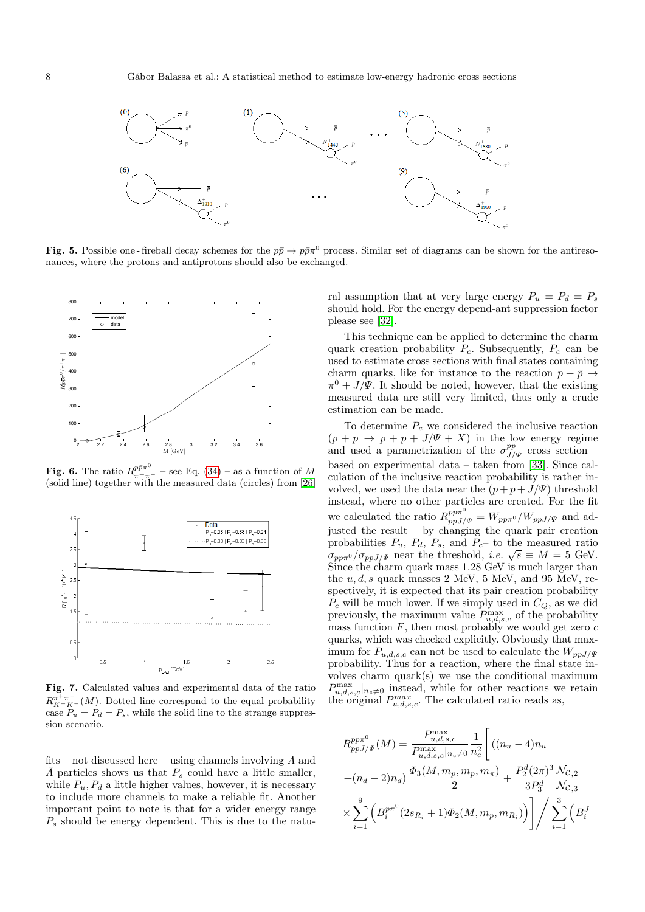**Fig. 5.** Possible one-fireball decay schemes for the $p\bar{p} \to p\bar{p}\pi^0$ process. Similar set of diagrams can be shown for the antiresonances, where the protons and antiprotons should also be exchanged.

**Fig. 6.** The ratio $R^{p\bar{p}\pi^0}_{\pi^+\pi^-}$ – see Eq. (34) – as a function of $M$ (solid line) together with the measured data (circles) from [26]

**Fig. 7.** Calculated values and experimental data of the ratio $R^{\pi^+\pi^-}_{K^+K^-}(M)$. Dotted line correspond to the equal probability case $P_u = P_d = P_s$, while the solid line to the strange suppression scenario.

fits – not discussed here – using channels involving $\Lambda$ and $\bar{\Lambda}$ particles shows us that $P_s$ could have a little smaller, while $P_u, P_d$ a little higher values, however, it is necessary to include more channels to make a reliable fit. Another important point to note is that for a wider energy range $P_s$ should be energy dependent. This is due to the natural assumption that at very large energy $P_u = P_d = P_s$ should hold. For the energy depend-ant suppression factor please see [32].

This technique can be applied to determine the charm quark creation probability $P_c$. Subsequently, $P_c$ can be used to estimate cross sections with final states containing charm quarks, like for instance to the reaction $p + \bar{p} \to \pi^0 + J/\Psi$. It should be noted, however, that the existing measured data are still very limited, thus only a crude estimation can be made.

To determine $P_c$ we considered the inclusive reaction $(p + p \to p + p + J/\Psi + X)$ in the low energy regime and used a parametrization of the $\sigma^{pp}_{J/\Psi}$ cross section – based on experimental data – taken from [33]. Since calculation of the inclusive reaction probability is rather involved, we used the data near the $(p + p + J/\Psi)$ threshold instead, where no other particles are created. For the fit we calculated the ratio $R^{pp\pi^0}_{ppJ/\Psi} = W_{pp\pi^0}/W_{ppJ/\Psi}$ and adjusted the result – by changing the quark pair creation probabilities $P_u$, $P_d$, $P_s$, and $P_c$– to the measured ratio $\sigma_{pp\pi^0}/\sigma_{ppJ/\Psi}$ near the threshold, *i.e.* $\sqrt{s} \equiv M = 5$ GeV. Since the charm quark mass 1.28 GeV is much larger than the $u, d, s$ quark masses 2 MeV, 5 MeV, and 95 MeV, respectively, it is expected that its pair creation probability $P_c$ will be much lower. If we simply used in $C_Q$, as we did previously, the maximum value $P^{\max}_{u,d,s,c}$ of the probability mass function $F$, then most probably we would get zero $c$ quarks, which was checked explicitly. Obviously that maximum for $P_{u,d,s,c}$ can not be used to calculate the $W_{ppJ/\Psi}$ probability. Thus for a reaction, where the final state involves charm quark(s) we use the conditional maximum $P^{\max}_{u,d,s,c}|_{n_c \neq 0}$ instead, while for other reactions we retain the original $P^{max}_{u,d,s,c}$. The calculated ratio reads as,

$$R^{pp\pi^0}_{ppJ/\Psi}(M) = \frac{P^{\max}_{u,d,s,c}}{P^{\max}_{u,d,s,c}|_{n_c \neq 0}} \frac{1}{n_c^2} \Bigg[ ((n_u - 4)n_u + (n_d - 2)n_d) \frac{\Phi_3(M, m_p, m_p, m_\pi)}{2} + \frac{P_2^d (2\pi)^3}{3 P_3^d} \frac{\mathcal{N}_{\mathcal{C},2}}{\mathcal{N}_{\mathcal{C},3}} \times \sum_{i=1}^{9} \Big( B_i^{p\pi^0} (2 s_{R_i} + 1) \Phi_2(M, m_p, m_{R_i}) \Big) \Bigg] \Bigg/ \sum_{i=1}^{3} \Big( B_i^J$$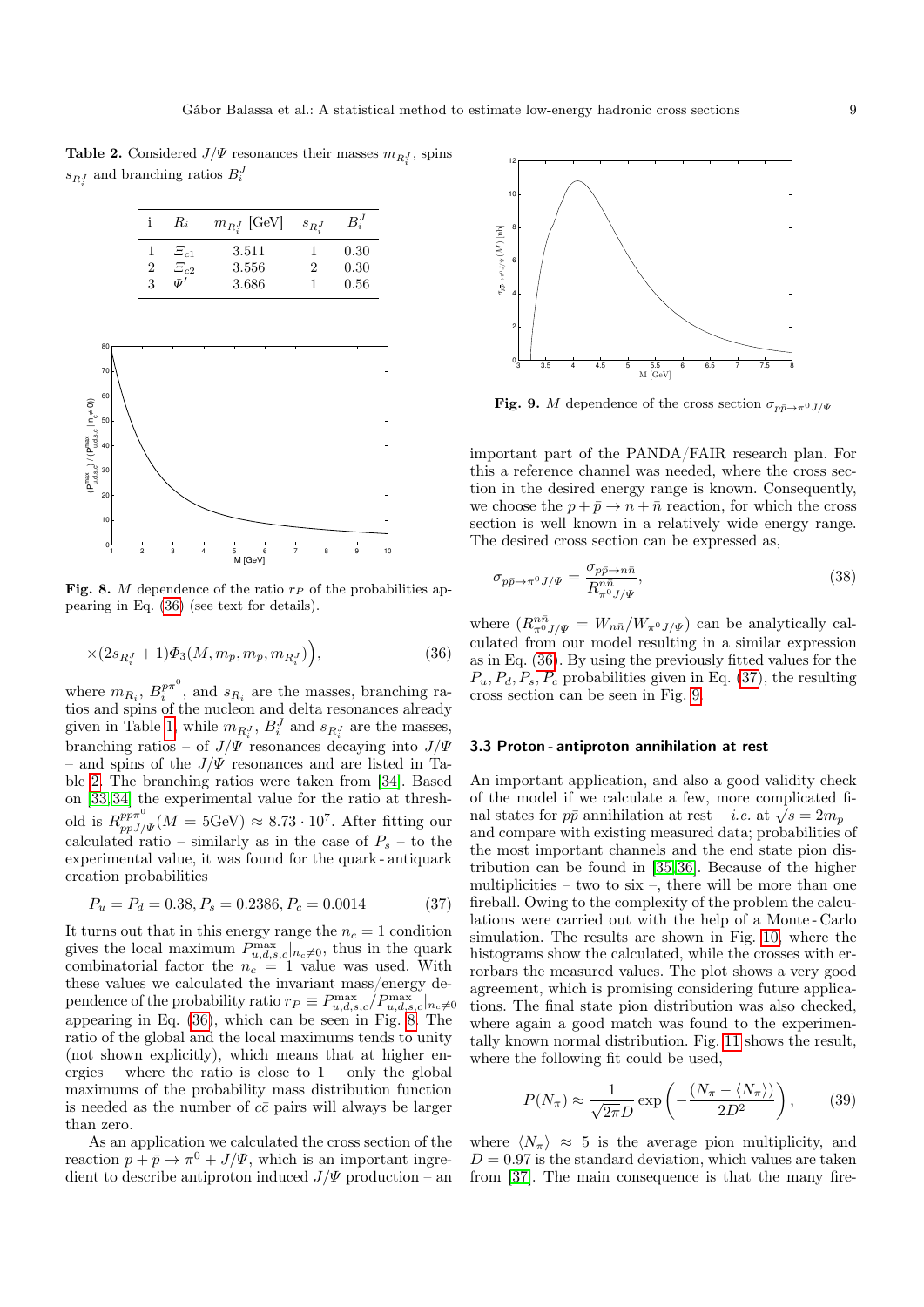**Table 2.** Considered $J/\Psi$ resonances their masses $m_{R_i^J}$, spins $s_{R_i^J}$ and branching ratios $B_i^J$

| i | $R_i$ | $m_{R_i^J}$ [GeV] | $s_{R_i^J}$ | $B_i^J$ |
|---|---|---|---|---|
| 1 | $\Xi_{c1}$ | 3.511 | 1 | 0.30 |
| 2 | $\Xi_{c2}$ | 3.556 | 2 | 0.30 |
| 3 | $\Psi'$ | 3.686 | 1 | 0.56 |

**Fig. 8.** $M$ dependence of the ratio $r_P$ of the probabilities appearing in Eq. (36) (see text for details).

$$\times(2s_{R_i^J}+1)\Phi_3(M,m_p,m_p,m_{R_i^J})\Big), \tag{36}$$

where $m_{R_i}$, $B_i^{p\pi^0}$, and $s_{R_i}$ are the masses, branching ratios and spins of the nucleon and delta resonances already given in Table 1, while $m_{R_i^J}$, $B_i^J$ and $s_{R_i^J}$ are the masses, branching ratios – of $J/\Psi$ resonances decaying into $J/\Psi$ – and spins of the $J/\Psi$ resonances and are listed in Table 2. The branching ratios were taken from [34]. Based on [33,34] the experimental value for the ratio at threshold is $R^{pp\pi^0}_{ppJ/\Psi}(M=5\text{GeV})\approx 8.73\cdot 10^7$. After fitting our calculated ratio – similarly as in the case of $P_s$ – to the experimental value, it was found for the quark - antiquark creation probabilities

$$P_u=P_d=0.38, P_s=0.2386, P_c=0.0014 \tag{37}$$

It turns out that in this energy range the $n_c=1$ condition gives the local maximum $P^{\max}_{u,d,s,c}|_{n_c\neq 0}$, thus in the quark combinatorial factor the $n_c=1$ value was used. With these values we calculated the invariant mass/energy dependence of the probability ratio $r_P\equiv P^{\max}_{u,d,s,c}/P^{\max}_{u,d,s,c}|_{n_c\neq 0}$ appearing in Eq. (36), which can be seen in Fig. 8. The ratio of the global and the local maximums tends to unity (not shown explicitly), which means that at higher energies – where the ratio is close to 1 – only the global maximums of the probability mass distribution function is needed as the number of $c\bar{c}$ pairs will always be larger than zero.

As an application we calculated the cross section of the reaction $p+\bar{p}\to\pi^0+J/\Psi$, which is an important ingredient to describe antiproton induced $J/\Psi$ production – an

**Fig. 9.** $M$ dependence of the cross section $\sigma_{p\bar{p}\to\pi^0 J/\Psi}$

important part of the PANDA/FAIR research plan. For this a reference channel was needed, where the cross section in the desired energy range is known. Consequently, we choose the $p+\bar{p}\to n+\bar{n}$ reaction, for which the cross section is well known in a relatively wide energy range. The desired cross section can be expressed as,

$$\sigma_{p\bar{p}\to\pi^0 J/\Psi}=\frac{\sigma_{p\bar{p}\to n\bar{n}}}{R^{n\bar{n}}_{\pi^0 J/\Psi}}, \tag{38}$$

where ($R^{n\bar{n}}_{\pi^0 J/\Psi}=W_{n\bar{n}}/W_{\pi^0 J/\Psi}$) can be analytically calculated from our model resulting in a similar expression as in Eq. (36). By using the previously fitted values for the $P_u, P_d, P_s, P_c$ probabilities given in Eq. (37), the resulting cross section can be seen in Fig. 9.

### 3.3 Proton - antiproton annihilation at rest

An important application, and also a good validity check of the model if we calculate a few, more complicated final states for $p\bar{p}$ annihilation at rest – *i.e.* at $\sqrt{s}=2m_p$ – and compare with existing measured data; probabilities of the most important channels and the end state pion distribution can be found in [35,36]. Because of the higher multiplicities – two to six –, there will be more than one fireball. Owing to the complexity of the problem the calculations were carried out with the help of a Monte - Carlo simulation. The results are shown in Fig. 10, where the histograms show the calculated, while the crosses with errorbars the measured values. The plot shows a very good agreement, which is promising considering future applications. The final state pion distribution was also checked, where again a good match was found to the experimentally known normal distribution. Fig. 11 shows the result, where the following fit could be used,

$$P(N_\pi)\approx\frac{1}{\sqrt{2\pi}D}\exp\left(-\frac{(N_\pi-\langle N_\pi\rangle)}{2D^2}\right), \tag{39}$$

where $\langle N_\pi\rangle\approx 5$ is the average pion multiplicity, and $D=0.97$ is the standard deviation, which values are taken from [37]. The main consequence is that the many fire-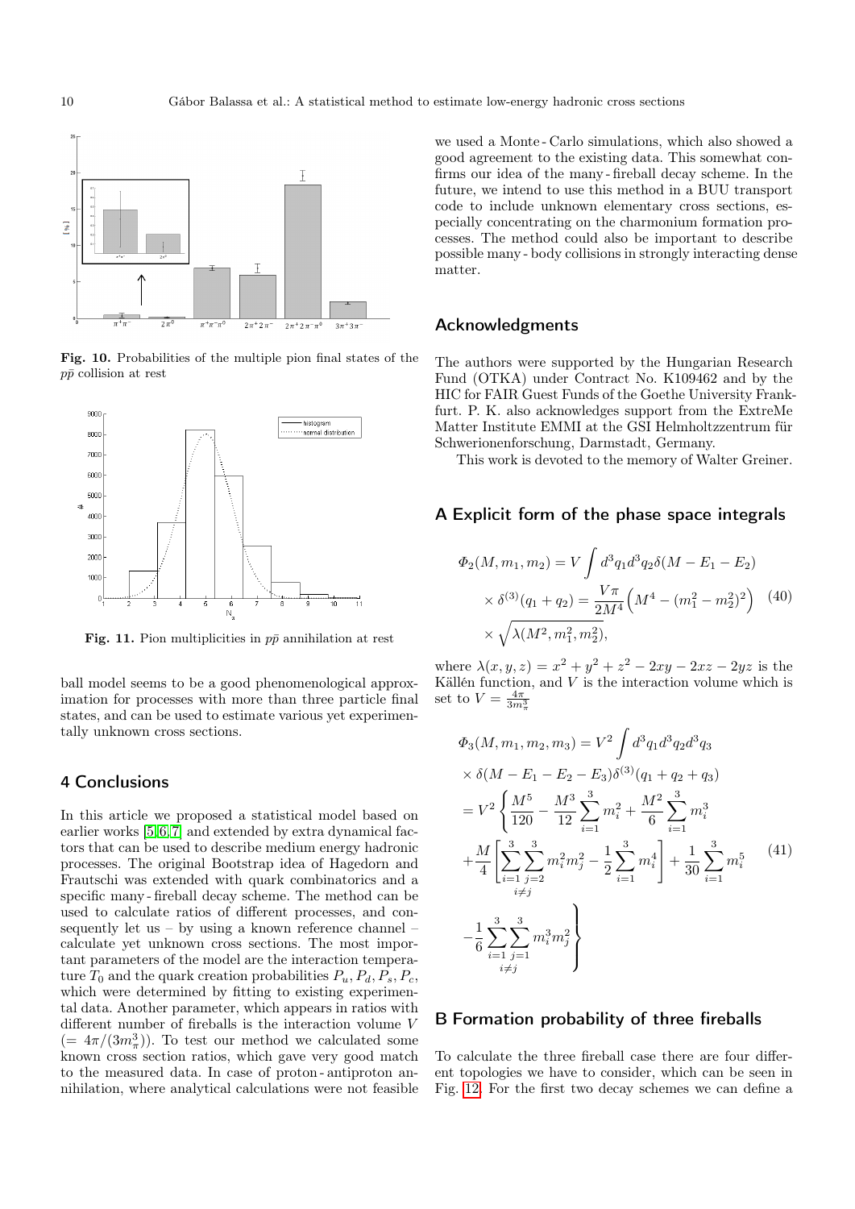**Fig. 10.** Probabilities of the multiple pion final states of the $p\bar{p}$ collision at rest

**Fig. 11.** Pion multiplicities in $p\bar{p}$ annihilation at rest

ball model seems to be a good phenomenological approximation for processes with more than three particle final states, and can be used to estimate various yet experimentally unknown cross sections.

## 4 Conclusions

In this article we proposed a statistical model based on earlier works [5,6,7] and extended by extra dynamical factors that can be used to describe medium energy hadronic processes. The original Bootstrap idea of Hagedorn and Frautschi was extended with quark combinatorics and a specific many-fireball decay scheme. The method can be used to calculate ratios of different processes, and consequently let us – by using a known reference channel – calculate yet unknown cross sections. The most important parameters of the model are the interaction temperature $T_0$ and the quark creation probabilities $P_u, P_d, P_s, P_c$, which were determined by fitting to existing experimental data. Another parameter, which appears in ratios with different number of fireballs is the interaction volume $V$ $(= 4\pi/(3m_\pi^3))$. To test our method we calculated some known cross section ratios, which gave very good match to the measured data. In case of proton-antiproton annihilation, where analytical calculations were not feasible we used a Monte-Carlo simulations, which also showed a good agreement to the existing data. This somewhat confirms our idea of the many-fireball decay scheme. In the future, we intend to use this method in a BUU transport code to include unknown elementary cross sections, especially concentrating on the charmonium formation processes. The method could also be important to describe possible many-body collisions in strongly interacting dense matter.

## Acknowledgments

The authors were supported by the Hungarian Research Fund (OTKA) under Contract No. K109462 and by the HIC for FAIR Guest Funds of the Goethe University Frankfurt. P. K. also acknowledges support from the ExtreMe Matter Institute EMMI at the GSI Helmholtzzentrum für Schwerionenforschung, Darmstadt, Germany.

This work is devoted to the memory of Walter Greiner.

## A Explicit form of the phase space integrals

$$
\begin{aligned}
\Phi_2(M, m_1, m_2) &= V \int d^3q_1 d^3q_2 \delta(M - E_1 - E_2) \\
&\times \delta^{(3)}(q_1 + q_2) = \frac{V\pi}{2M^4}\Big(M^4 - (m_1^2 - m_2^2)^2\Big) \\
&\times \sqrt{\lambda(M^2, m_1^2, m_2^2)},
\end{aligned} \tag{40}
$$

where $\lambda(x, y, z) = x^2 + y^2 + z^2 - 2xy - 2xz - 2yz$ is the Källén function, and $V$ is the interaction volume which is set to $V = \frac{4\pi}{3m_\pi^3}$

$$
\begin{aligned}
&\Phi_3(M, m_1, m_2, m_3) = V^2 \int d^3q_1 d^3q_2 d^3q_3 \\
&\times \delta(M - E_1 - E_2 - E_3)\delta^{(3)}(q_1 + q_2 + q_3) \\
&= V^2 \Bigg\{ \frac{M^5}{120} - \frac{M^3}{12}\sum_{i=1}^{3} m_i^2 + \frac{M^2}{6}\sum_{i=1}^{3} m_i^3 \\
&+ \frac{M}{4}\Bigg[\sum_{i=1}^{3}\sum_{\substack{j=2 \\ i\neq j}}^{3} m_i^2 m_j^2 - \frac{1}{2}\sum_{i=1}^{3} m_i^4\Bigg] + \frac{1}{30}\sum_{i=1}^{3} m_i^5 \\
&- \frac{1}{6}\sum_{i=1}^{3}\sum_{\substack{j=1 \\ i\neq j}}^{3} m_i^3 m_j^2 \Bigg\}
\end{aligned} \tag{41}
$$

## B Formation probability of three fireballs

To calculate the three fireball case there are four different topologies we have to consider, which can be seen in Fig. 12. For the first two decay schemes we can define a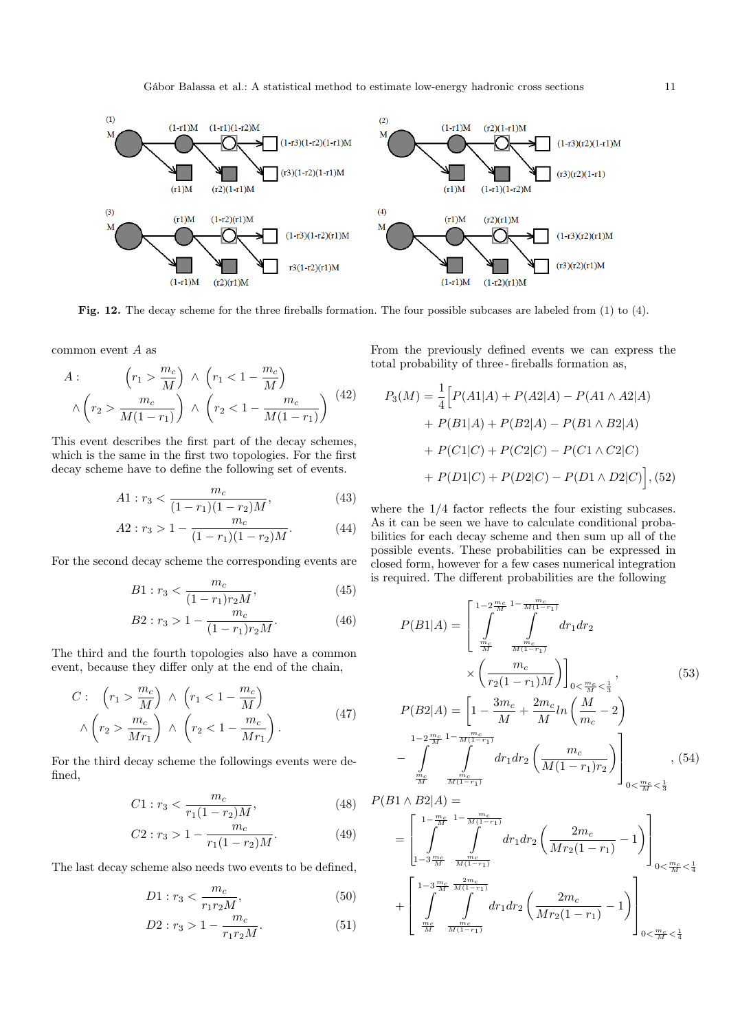**Fig. 12.** The decay scheme for the three fireballs formation. The four possible subcases are labeled from (1) to (4).

common event $A$ as

$$A: \quad \left(r_1 > \frac{m_c}{M}\right) \wedge \left(r_1 < 1 - \frac{m_c}{M}\right) \wedge \left(r_2 > \frac{m_c}{M(1-r_1)}\right) \wedge \left(r_2 < 1 - \frac{m_c}{M(1-r_1)}\right) \quad (42)$$

This event describes the first part of the decay schemes, which is the same in the first two topologies. For the first decay scheme have to define the following set of events.

$$A1: r_3 < \frac{m_c}{(1-r_1)(1-r_2)M}, \quad (43)$$

$$A2: r_3 > 1 - \frac{m_c}{(1-r_1)(1-r_2)M}. \quad (44)$$

For the second decay scheme the corresponding events are

$$B1: r_3 < \frac{m_c}{(1-r_1)r_2 M}, \quad (45)$$

$$B2: r_3 > 1 - \frac{m_c}{(1-r_1)r_2 M}. \quad (46)$$

The third and the fourth topologies also have a common event, because they differ only at the end of the chain,

$$C: \quad \left(r_1 > \frac{m_c}{M}\right) \wedge \left(r_1 < 1 - \frac{m_c}{M}\right) \wedge \left(r_2 > \frac{m_c}{Mr_1}\right) \wedge \left(r_2 < 1 - \frac{m_c}{Mr_1}\right). \quad (47)$$

For the third decay scheme the followings events were defined,

$$C1: r_3 < \frac{m_c}{r_1(1-r_2)M}, \quad (48)$$

$$C2: r_3 > 1 - \frac{m_c}{r_1(1-r_2)M}. \quad (49)$$

The last decay scheme also needs two events to be defined,

$$D1: r_3 < \frac{m_c}{r_1 r_2 M}, \quad (50)$$

$$D2: r_3 > 1 - \frac{m_c}{r_1 r_2 M}. \quad (51)$$

From the previously defined events we can express the total probability of three-fireballs formation as,

$$\begin{aligned}
P_3(M) = \frac{1}{4}\Big[ & P(A1|A) + P(A2|A) - P(A1 \wedge A2|A) \\
& + P(B1|A) + P(B2|A) - P(B1 \wedge B2|A) \\
& + P(C1|C) + P(C2|C) - P(C1 \wedge C2|C) \\
& + P(D1|C) + P(D2|C) - P(D1 \wedge D2|C)\Big], \quad (52)
\end{aligned}$$

where the 1/4 factor reflects the four existing subcases. As it can be seen we have to calculate conditional probabilities for each decay scheme and then sum up all of the possible events. These probabilities can be expressed in closed form, however for a few cases numerical integration is required. The different probabilities are the following

$$P(B1|A) = \left[ \int_{\frac{m_c}{M}}^{1-2\frac{m_c}{M}} \int_{\frac{m_c}{M(1-r_1)}}^{1-\frac{m_c}{M(1-r_1)}} dr_1 dr_2 \times \left( \frac{m_c}{r_2(1-r_1)M} \right) \right]_{0<\frac{m_c}{M}<\frac{1}{3}}, \quad (53)$$

$$P(B2|A) = \left[ 1 - \frac{3m_c}{M} + \frac{2m_c}{M} ln\left(\frac{M}{m_c} - 2\right) - \int_{\frac{m_c}{M}}^{1-2\frac{m_c}{M}} \int_{\frac{m_c}{M(1-r_1)}}^{1-\frac{m_c}{M(1-r_1)}} dr_1 dr_2 \left( \frac{m_c}{M(1-r_1)r_2} \right) \right]_{0<\frac{m_c}{M}<\frac{1}{3}}, \quad (54)$$

$$\begin{aligned}
P(B1 \wedge B2|A) = & \\
= & \left[ \int_{1-3\frac{m_c}{M}}^{1-\frac{m_c}{M}} \int_{\frac{m_c}{M(1-r_1)}}^{1-\frac{m_c}{M(1-r_1)}} dr_1 dr_2 \left( \frac{2m_c}{Mr_2(1-r_1)} - 1 \right) \right]_{0<\frac{m_c}{M}<\frac{1}{4}} \\
+ & \left[ \int_{\frac{m_c}{M}}^{1-3\frac{m_c}{M}} \int_{\frac{m_c}{M(1-r_1)}}^{\frac{2m_c}{M(1-r_1)}} dr_1 dr_2 \left( \frac{2m_c}{Mr_2(1-r_1)} - 1 \right) \right]_{0<\frac{m_c}{M}<\frac{1}{4}}
\end{aligned}$$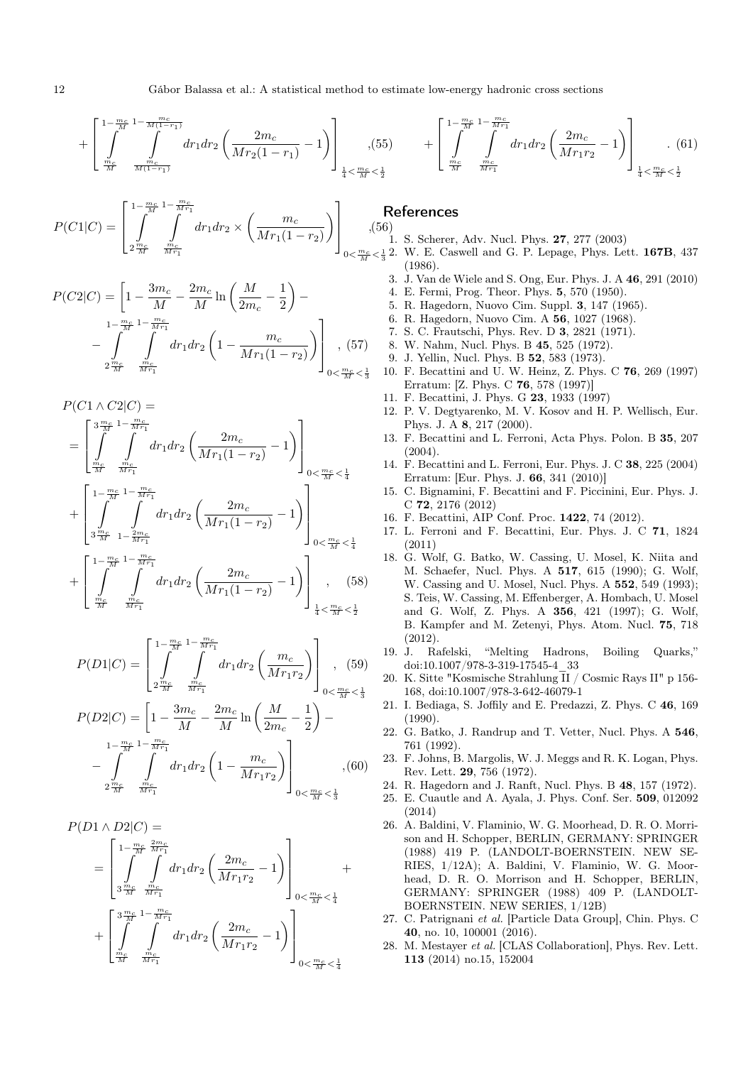$$
+ \left[ \int_{\frac{m_c}{M}}^{1-\frac{m_c}{M}} \int_{\frac{m_c}{M(1-r_1)}}^{1-\frac{m_c}{M(1-r_1)}} dr_1 dr_2 \left( \frac{2m_c}{Mr_2(1-r_1)} - 1 \right) \right]_{\frac{1}{4}<\frac{m_c}{M}<\frac{1}{2}}, \quad (55)
$$

$$
P(C1|C) = \left[ \int_{2\frac{m_c}{M}}^{1-\frac{m_c}{M}} \int_{\frac{m_c}{Mr_1}}^{1-\frac{m_c}{Mr_1}} dr_1 dr_2 \times \left( \frac{m_c}{Mr_1(1-r_2)} \right) \right]_{0<\frac{m_c}{M}<\frac{1}{3}}, \quad (56)
$$

$$
P(C2|C) = \left[ 1 - \frac{3m_c}{M} - \frac{2m_c}{M} \ln\left( \frac{M}{2m_c} - \frac{1}{2} \right) - \right.
$$
$$
\left. - \int_{2\frac{m_c}{M}}^{1-\frac{m_c}{M}} \int_{\frac{m_c}{Mr_1}}^{1-\frac{m_c}{Mr_1}} dr_1 dr_2 \left( 1 - \frac{m_c}{Mr_1(1-r_2)} \right) \right]_{0<\frac{m_c}{M}<\frac{1}{3}}, \quad (57)
$$

$$
P(C1 \wedge C2|C) =
$$
$$
= \left[ \int_{\frac{m_c}{M}}^{3\frac{m_c}{M}} \int_{\frac{m_c}{Mr_1}}^{1-\frac{m_c}{Mr_1}} dr_1 dr_2 \left( \frac{2m_c}{Mr_1(1-r_2)} - 1 \right) \right]_{0<\frac{m_c}{M}<\frac{1}{4}}
$$
$$
+ \left[ \int_{3\frac{m_c}{M}}^{1-\frac{m_c}{M}} \int_{1-\frac{2m_c}{Mr_1}}^{1-\frac{m_c}{Mr_1}} dr_1 dr_2 \left( \frac{2m_c}{Mr_1(1-r_2)} - 1 \right) \right]_{0<\frac{m_c}{M}<\frac{1}{4}}
$$
$$
+ \left[ \int_{\frac{m_c}{M}}^{1-\frac{m_c}{M}} \int_{\frac{m_c}{Mr_1}}^{1-\frac{m_c}{Mr_1}} dr_1 dr_2 \left( \frac{2m_c}{Mr_1(1-r_2)} - 1 \right) \right]_{\frac{1}{4}<\frac{m_c}{M}<\frac{1}{2}}, \quad (58)
$$

$$
P(D1|C) = \left[ \int_{2\frac{m_c}{M}}^{1-\frac{m_c}{M}} \int_{\frac{m_c}{Mr_1}}^{1-\frac{m_c}{Mr_1}} dr_1 dr_2 \left( \frac{m_c}{Mr_1 r_2} \right) \right]_{0<\frac{m_c}{M}<\frac{1}{3}}, \quad (59)
$$

$$
P(D2|C) = \left[ 1 - \frac{3m_c}{M} - \frac{2m_c}{M} \ln\left( \frac{M}{2m_c} - \frac{1}{2} \right) - \right.
$$
$$
\left. - \int_{2\frac{m_c}{M}}^{1-\frac{m_c}{M}} \int_{\frac{m_c}{Mr_1}}^{1-\frac{m_c}{Mr_1}} dr_1 dr_2 \left( 1 - \frac{m_c}{Mr_1 r_2} \right) \right]_{0<\frac{m_c}{M}<\frac{1}{3}}, \quad (60)
$$

$$
P(D1 \wedge D2|C) =
$$
$$
= \left[ \int_{3\frac{m_c}{M}}^{1-\frac{m_c}{M}} \int_{\frac{m_c}{Mr_1}}^{\frac{2m_c}{Mr_1}} dr_1 dr_2 \left( \frac{2m_c}{Mr_1 r_2} - 1 \right) \right]_{0<\frac{m_c}{M}<\frac{1}{4}} +
$$
$$
+ \left[ \int_{\frac{m_c}{M}}^{3\frac{m_c}{M}} \int_{\frac{m_c}{Mr_1}}^{1-\frac{m_c}{Mr_1}} dr_1 dr_2 \left( \frac{2m_c}{Mr_1 r_2} - 1 \right) \right]_{0<\frac{m_c}{M}<\frac{1}{4}}
$$
$$
+ \left[ \int_{\frac{m_c}{M}}^{1-\frac{m_c}{M}} \int_{\frac{m_c}{Mr_1}}^{1-\frac{m_c}{Mr_1}} dr_1 dr_2 \left( \frac{2m_c}{Mr_1 r_2} - 1 \right) \right]_{\frac{1}{4}<\frac{m_c}{M}<\frac{1}{2}}. \quad (61)
$$

## References

1. S. Scherer, Adv. Nucl. Phys. **27**, 277 (2003)
2. W. E. Caswell and G. P. Lepage, Phys. Lett. **167B**, 437 (1986).
3. J. Van de Wiele and S. Ong, Eur. Phys. J. A **46**, 291 (2010)
4. E. Fermi, Prog. Theor. Phys. **5**, 570 (1950).
5. R. Hagedorn, Nuovo Cim. Suppl. **3**, 147 (1965).
6. R. Hagedorn, Nuovo Cim. A **56**, 1027 (1968).
7. S. C. Frautschi, Phys. Rev. D **3**, 2821 (1971).
8. W. Nahm, Nucl. Phys. B **45**, 525 (1972).
9. J. Yellin, Nucl. Phys. B **52**, 583 (1973).
10. F. Becattini and U. W. Heinz, Z. Phys. C **76**, 269 (1997) Erratum: [Z. Phys. C **76**, 578 (1997)]
11. F. Becattini, J. Phys. G **23**, 1933 (1997)
12. P. V. Degtyarenko, M. V. Kosov and H. P. Wellisch, Eur. Phys. J. A **8**, 217 (2000).
13. F. Becattini and L. Ferroni, Acta Phys. Polon. B **35**, 207 (2004).
14. F. Becattini and L. Ferroni, Eur. Phys. J. C **38**, 225 (2004) Erratum: [Eur. Phys. J. **66**, 341 (2010)]
15. C. Bignamini, F. Becattini and F. Piccinini, Eur. Phys. J. C **72**, 2176 (2012)
16. F. Becattini, AIP Conf. Proc. **1422**, 74 (2012).
17. L. Ferroni and F. Becattini, Eur. Phys. J. C **71**, 1824 (2011)
18. G. Wolf, G. Batko, W. Cassing, U. Mosel, K. Niita and M. Schaefer, Nucl. Phys. A **517**, 615 (1990); G. Wolf, W. Cassing and U. Mosel, Nucl. Phys. A **552**, 549 (1993); S. Teis, W. Cassing, M. Effenberger, A. Hombach, U. Mosel and G. Wolf, Z. Phys. A **356**, 421 (1997); G. Wolf, B. Kampfer and M. Zetenyi, Phys. Atom. Nucl. **75**, 718 (2012).
19. J. Rafelski, "Melting Hadrons, Boiling Quarks," doi:10.1007/978-3-319-17545-4_33
20. K. Sitte "Kosmische Strahlung II / Cosmic Rays II" p 156-168, doi:10.1007/978-3-642-46079-1
21. I. Bediaga, S. Joffily and E. Predazzi, Z. Phys. C **46**, 169 (1990).
22. G. Batko, J. Randrup and T. Vetter, Nucl. Phys. A **546**, 761 (1992).
23. F. Johns, B. Margolis, W. J. Meggs and R. K. Logan, Phys. Rev. Lett. **29**, 756 (1972).
24. R. Hagedorn and J. Ranft, Nucl. Phys. B **48**, 157 (1972).
25. E. Cuautle and A. Ayala, J. Phys. Conf. Ser. **509**, 012092 (2014)
26. A. Baldini, V. Flaminio, W. G. Moorhead, D. R. O. Morrison and H. Schopper, BERLIN, GERMANY: SPRINGER (1988) 419 P. (LANDOLT-BOERNSTEIN. NEW SERIES, 1/12A); A. Baldini, V. Flaminio, W. G. Moorhead, D. R. O. Morrison and H. Schopper, BERLIN, GERMANY: SPRINGER (1988) 409 P. (LANDOLT-BOERNSTEIN. NEW SERIES, 1/12B)
27. C. Patrignani *et al.* [Particle Data Group], Chin. Phys. C **40**, no. 10, 100001 (2016).
28. M. Mestayer *et al.* [CLAS Collaboration], Phys. Rev. Lett. **113** (2014) no.15, 152004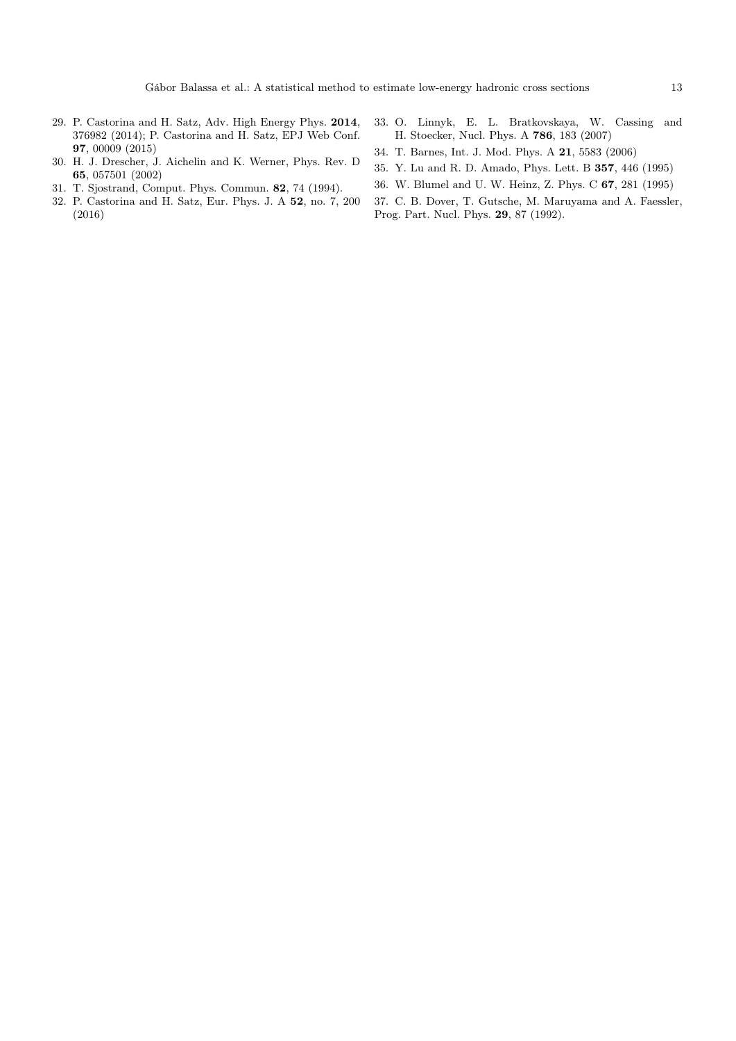29. P. Castorina and H. Satz, Adv. High Energy Phys. **2014**, 376982 (2014); P. Castorina and H. Satz, EPJ Web Conf. **97**, 00009 (2015)
30. H. J. Drescher, J. Aichelin and K. Werner, Phys. Rev. D **65**, 057501 (2002)
31. T. Sjostrand, Comput. Phys. Commun. **82**, 74 (1994).
32. P. Castorina and H. Satz, Eur. Phys. J. A **52**, no. 7, 200 (2016)
33. O. Linnyk, E. L. Bratkovskaya, W. Cassing and H. Stoecker, Nucl. Phys. A **786**, 183 (2007)
34. T. Barnes, Int. J. Mod. Phys. A **21**, 5583 (2006)
35. Y. Lu and R. D. Amado, Phys. Lett. B **357**, 446 (1995)
36. W. Blumel and U. W. Heinz, Z. Phys. C **67**, 281 (1995)
37. C. B. Dover, T. Gutsche, M. Maruyama and A. Faessler, Prog. Part. Nucl. Phys. **29**, 87 (1992).